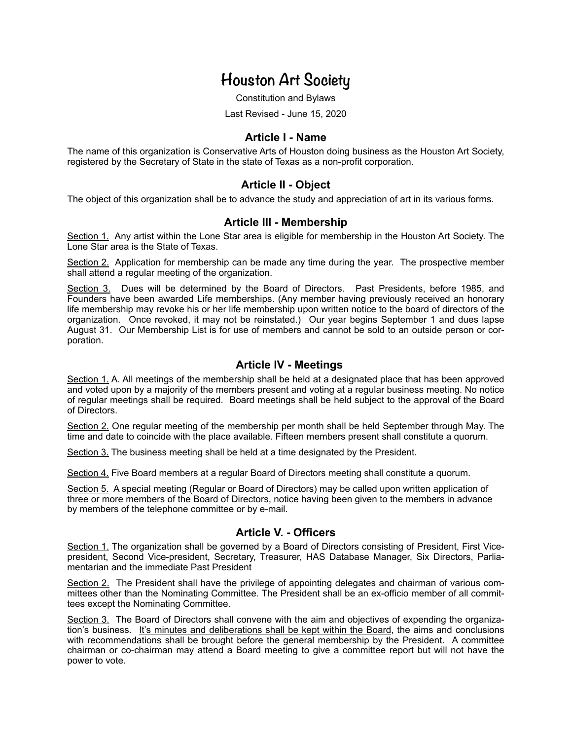# Houston Art Society

Constitution and Bylaws

Last Revised - June 15, 2020

## Article I - Name

The name of this organization is Conservative Arts of Houston doing business as the Houston Art Society, registered by the Secretary of State in the state of Texas as a non-profit corporation.

## Article II - Object

The object of this organization shall be to advance the study and appreciation of art in its various forms.

## Article III - Membership

<u>Section 1.</u> Any artist within the Lone Star area is eligible for membership in the Houston Art Society. The Lone Star area is the State of Texas.

<u>Section 2.</u> Application for membership can be made any time during the year. The prospective member shall attend a regular meeting of the organization.

<u>Section 3.</u> Dues will be determined by the Board of Directors. Past Presidents, before 1985, and Founders have been awarded Life memberships. (Any member having previously received an honorary life membership may revoke his or her life membership upon written notice to the board of directors of the organization. Once revoked, it may not be reinstated.) Our year begins September 1 and dues lapse August 31. Our Membership List is for use of members and cannot be sold to an outside person or corporation.

## Article IV - Meetings

<u>Section 1.</u> A. All meetings of the membership shall be held at a designated place that has been approved and voted upon by a majority of the members present and voting at a regular business meeting. No notice of regular meetings shall be required. Board meetings shall be held subject to the approval of the Board of Directors.

<u>Section 2.</u> One regular meeting of the membership per month shall be held September through May. The time and date to coincide with the place available. Fifteen members present shall constitute a quorum.

<u>Section 3.</u> The business meeting shall be held at a time designated by the President.

<u>Section 4.</u> Five Board members at a regular Board of Directors meeting shall constitute a quorum.

<u>Section 5.</u> A special meeting (Regular or Board of Directors) may be called upon written application of three or more members of the Board of Directors, notice having been given to the members in advance by members of the telephone committee or by e-mail.

## Article V. - Officers

<u>Section 1.</u> The organization shall be governed by a Board of Directors consisting of President, First Vice-president, Second Vice-president, Secretary, Treasurer, HAS Database Manager, Six Directors, Parliamentarian and the immediate Past President

<u>Section 2.</u> The President shall have the privilege of appointing delegates and chairman of various committees other than the Nominating Committee. The President shall be an ex-officio member of all committees except the Nominating Committee.

<u>Section 3.</u> The Board of Directors shall convene with the aim and objectives of expending the organization's business. <u>It's minutes and deliberations shall be kept within the Board</u>, the aims and conclusions with recommendations shall be brought before the general membership by the President. A committee chairman or co-chairman may attend a Board meeting to give a committee report but will not have the power to vote.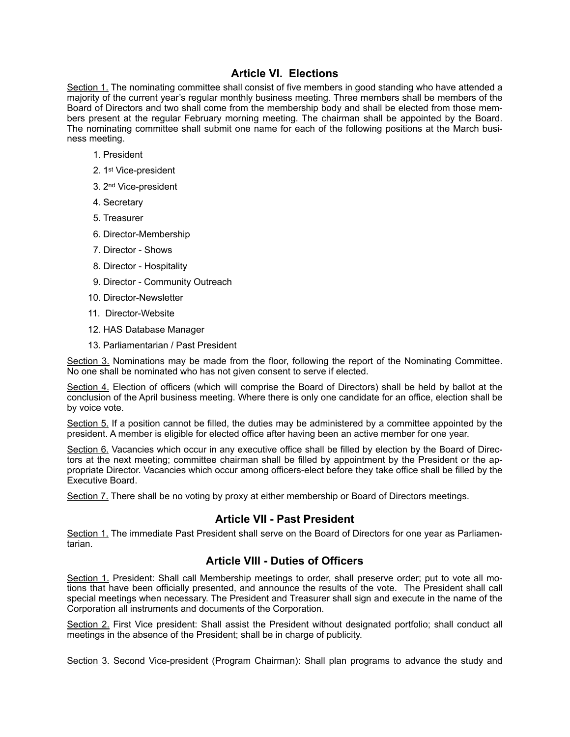## Article VI. Elections

Section 1. The nominating committee shall consist of five members in good standing who have attended a majority of the current year's regular monthly business meeting. Three members shall be members of the Board of Directors and two shall come from the membership body and shall be elected from those members present at the regular February morning meeting. The chairman shall be appointed by the Board. The nominating committee shall submit one name for each of the following positions at the March business meeting.

1. President
2. 1st Vice-president
3. 2nd Vice-president
4. Secretary
5. Treasurer
6. Director-Membership
7. Director - Shows
8. Director - Hospitality
9. Director - Community Outreach
10. Director-Newsletter
11. Director-Website
12. HAS Database Manager
13. Parliamentarian / Past President

Section 3. Nominations may be made from the floor, following the report of the Nominating Committee. No one shall be nominated who has not given consent to serve if elected.

Section 4. Election of officers (which will comprise the Board of Directors) shall be held by ballot at the conclusion of the April business meeting. Where there is only one candidate for an office, election shall be by voice vote.

Section 5. If a position cannot be filled, the duties may be administered by a committee appointed by the president. A member is eligible for elected office after having been an active member for one year.

Section 6. Vacancies which occur in any executive office shall be filled by election by the Board of Directors at the next meeting; committee chairman shall be filled by appointment by the President or the appropriate Director. Vacancies which occur among officers-elect before they take office shall be filled by the Executive Board.

Section 7. There shall be no voting by proxy at either membership or Board of Directors meetings.

## Article VII - Past President

Section 1. The immediate Past President shall serve on the Board of Directors for one year as Parliamentarian.

## Article VIII - Duties of Officers

Section 1. President: Shall call Membership meetings to order, shall preserve order; put to vote all motions that have been officially presented, and announce the results of the vote. The President shall call special meetings when necessary. The President and Treasurer shall sign and execute in the name of the Corporation all instruments and documents of the Corporation.

Section 2. First Vice president: Shall assist the President without designated portfolio; shall conduct all meetings in the absence of the President; shall be in charge of publicity.

Section 3. Second Vice-president (Program Chairman): Shall plan programs to advance the study and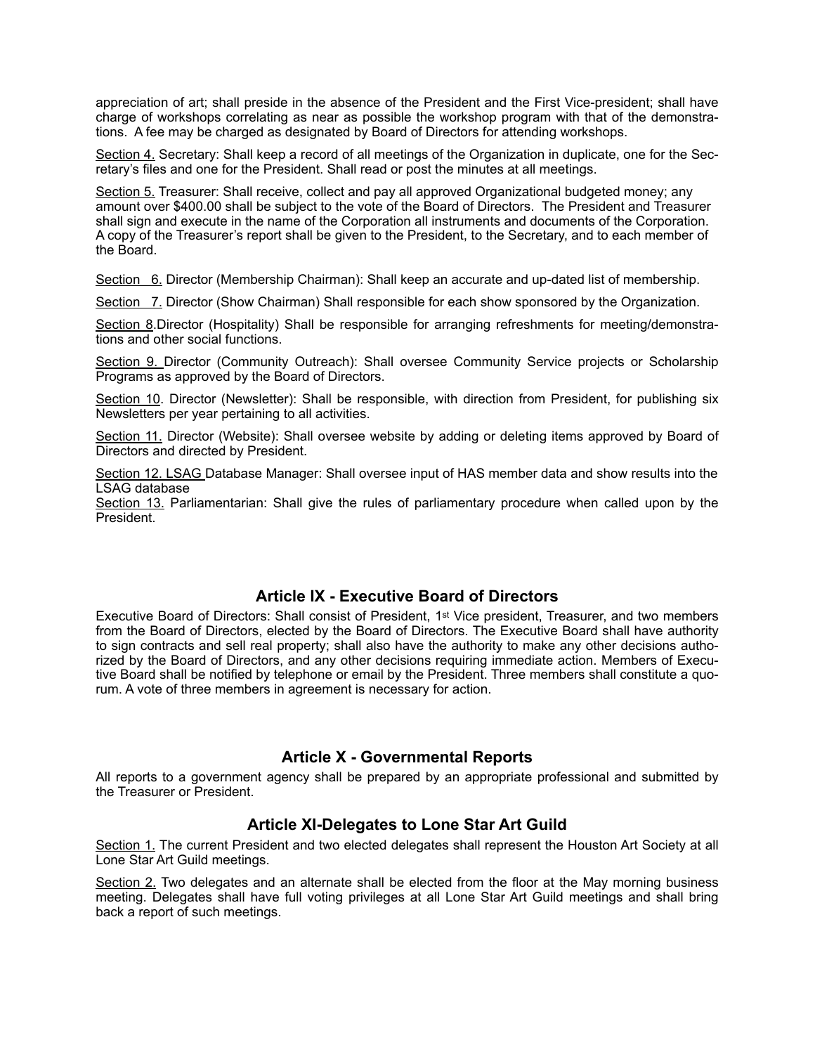appreciation of art; shall preside in the absence of the President and the First Vice-president; shall have charge of workshops correlating as near as possible the workshop program with that of the demonstrations. A fee may be charged as designated by Board of Directors for attending workshops.

Section 4. Secretary: Shall keep a record of all meetings of the Organization in duplicate, one for the Secretary's files and one for the President. Shall read or post the minutes at all meetings.

Section 5. Treasurer: Shall receive, collect and pay all approved Organizational budgeted money; any amount over $400.00 shall be subject to the vote of the Board of Directors. The President and Treasurer shall sign and execute in the name of the Corporation all instruments and documents of the Corporation. A copy of the Treasurer's report shall be given to the President, to the Secretary, and to each member of the Board.

Section 6. Director (Membership Chairman): Shall keep an accurate and up-dated list of membership.

Section 7. Director (Show Chairman) Shall responsible for each show sponsored by the Organization.

Section 8.Director (Hospitality) Shall be responsible for arranging refreshments for meeting/demonstrations and other social functions.

Section 9. Director (Community Outreach): Shall oversee Community Service projects or Scholarship Programs as approved by the Board of Directors.

Section 10. Director (Newsletter): Shall be responsible, with direction from President, for publishing six Newsletters per year pertaining to all activities.

Section 11. Director (Website): Shall oversee website by adding or deleting items approved by Board of Directors and directed by President.

Section 12. LSAG Database Manager: Shall oversee input of HAS member data and show results into the LSAG database

Section 13. Parliamentarian: Shall give the rules of parliamentary procedure when called upon by the President.

## Article IX - Executive Board of Directors

Executive Board of Directors: Shall consist of President, 1st Vice president, Treasurer, and two members from the Board of Directors, elected by the Board of Directors. The Executive Board shall have authority to sign contracts and sell real property; shall also have the authority to make any other decisions authorized by the Board of Directors, and any other decisions requiring immediate action. Members of Executive Board shall be notified by telephone or email by the President. Three members shall constitute a quorum. A vote of three members in agreement is necessary for action.

## Article X - Governmental Reports

All reports to a government agency shall be prepared by an appropriate professional and submitted by the Treasurer or President.

## Article XI-Delegates to Lone Star Art Guild

Section 1. The current President and two elected delegates shall represent the Houston Art Society at all Lone Star Art Guild meetings.

Section 2. Two delegates and an alternate shall be elected from the floor at the May morning business meeting. Delegates shall have full voting privileges at all Lone Star Art Guild meetings and shall bring back a report of such meetings.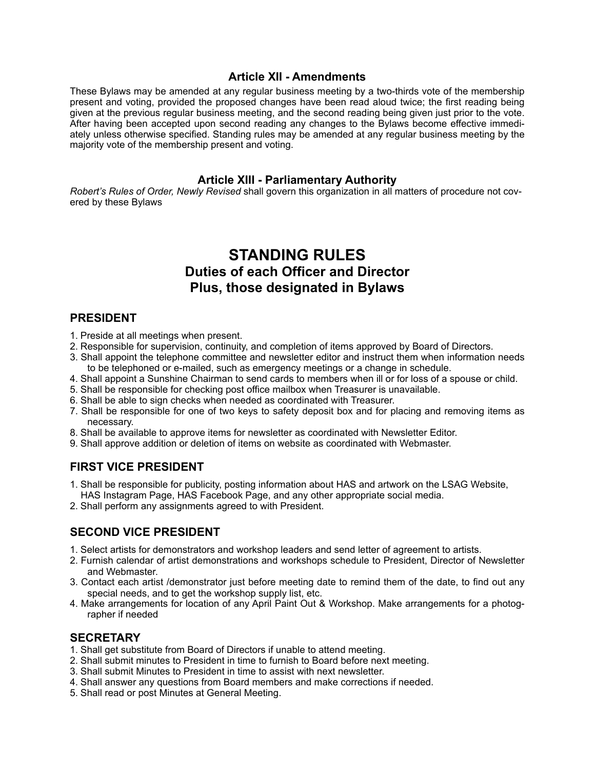### Article XII - Amendments

These Bylaws may be amended at any regular business meeting by a two-thirds vote of the membership present and voting, provided the proposed changes have been read aloud twice; the first reading being given at the previous regular business meeting, and the second reading being given just prior to the vote. After having been accepted upon second reading any changes to the Bylaws become effective immediately unless otherwise specified. Standing rules may be amended at any regular business meeting by the majority vote of the membership present and voting.

### Article XIII - Parliamentary Authority

*Robert's Rules of Order, Newly Revised* shall govern this organization in all matters of procedure not covered by these Bylaws

# STANDING RULES

## Duties of each Officer and Director
## Plus, those designated in Bylaws

### PRESIDENT

1. Preside at all meetings when present.
2. Responsible for supervision, continuity, and completion of items approved by Board of Directors.
3. Shall appoint the telephone committee and newsletter editor and instruct them when information needs to be telephoned or e-mailed, such as emergency meetings or a change in schedule.
4. Shall appoint a Sunshine Chairman to send cards to members when ill or for loss of a spouse or child.
5. Shall be responsible for checking post office mailbox when Treasurer is unavailable.
6. Shall be able to sign checks when needed as coordinated with Treasurer.
7. Shall be responsible for one of two keys to safety deposit box and for placing and removing items as necessary.
8. Shall be available to approve items for newsletter as coordinated with Newsletter Editor.
9. Shall approve addition or deletion of items on website as coordinated with Webmaster.

### FIRST VICE PRESIDENT

1. Shall be responsible for publicity, posting information about HAS and artwork on the LSAG Website, HAS Instagram Page, HAS Facebook Page, and any other appropriate social media.
2. Shall perform any assignments agreed to with President.

### SECOND VICE PRESIDENT

1. Select artists for demonstrators and workshop leaders and send letter of agreement to artists.
2. Furnish calendar of artist demonstrations and workshops schedule to President, Director of Newsletter and Webmaster.
3. Contact each artist /demonstrator just before meeting date to remind them of the date, to find out any special needs, and to get the workshop supply list, etc.
4. Make arrangements for location of any April Paint Out & Workshop. Make arrangements for a photographer if needed

### SECRETARY

1. Shall get substitute from Board of Directors if unable to attend meeting.
2. Shall submit minutes to President in time to furnish to Board before next meeting.
3. Shall submit Minutes to President in time to assist with next newsletter.
4. Shall answer any questions from Board members and make corrections if needed.
5. Shall read or post Minutes at General Meeting.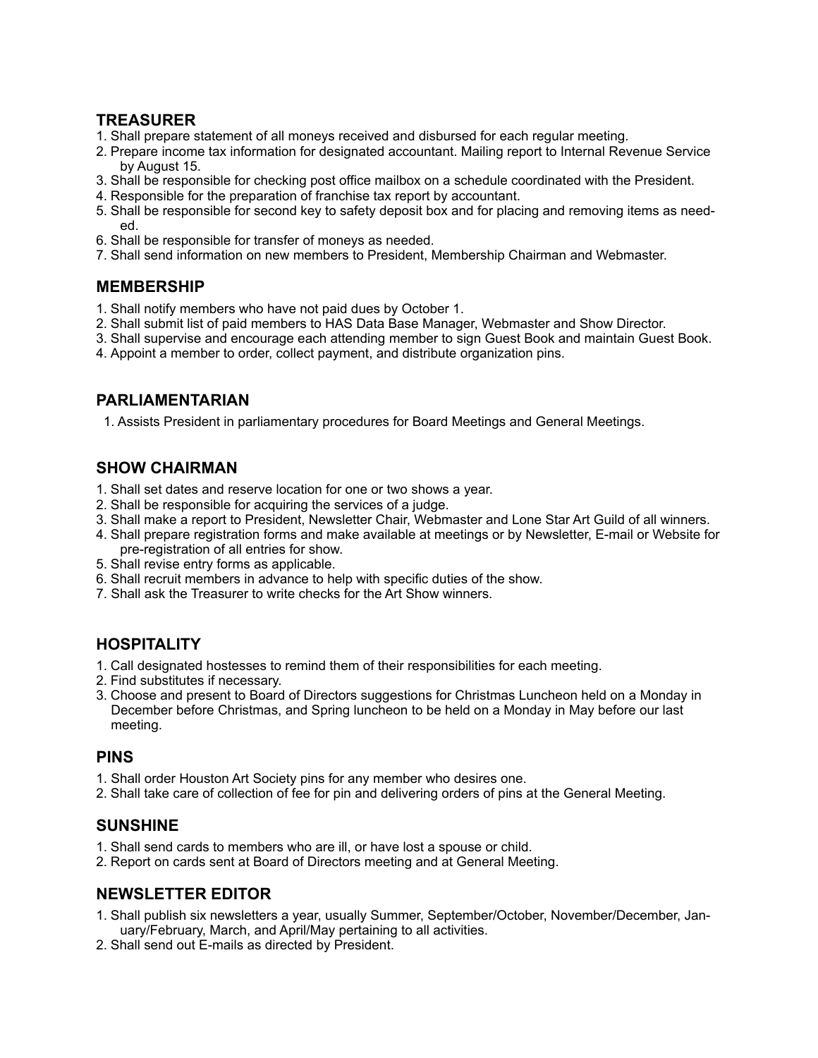## TREASURER

1. Shall prepare statement of all moneys received and disbursed for each regular meeting.
2. Prepare income tax information for designated accountant. Mailing report to Internal Revenue Service by August 15.
3. Shall be responsible for checking post office mailbox on a schedule coordinated with the President.
4. Responsible for the preparation of franchise tax report by accountant.
5. Shall be responsible for second key to safety deposit box and for placing and removing items as needed.
6. Shall be responsible for transfer of moneys as needed.
7. Shall send information on new members to President, Membership Chairman and Webmaster.

## MEMBERSHIP

1. Shall notify members who have not paid dues by October 1.
2. Shall submit list of paid members to HAS Data Base Manager, Webmaster and Show Director.
3. Shall supervise and encourage each attending member to sign Guest Book and maintain Guest Book.
4. Appoint a member to order, collect payment, and distribute organization pins.

## PARLIAMENTARIAN

1. Assists President in parliamentary procedures for Board Meetings and General Meetings.

## SHOW CHAIRMAN

1. Shall set dates and reserve location for one or two shows a year.
2. Shall be responsible for acquiring the services of a judge.
3. Shall make a report to President, Newsletter Chair, Webmaster and Lone Star Art Guild of all winners.
4. Shall prepare registration forms and make available at meetings or by Newsletter, E-mail or Website for pre-registration of all entries for show.
5. Shall revise entry forms as applicable.
6. Shall recruit members in advance to help with specific duties of the show.
7. Shall ask the Treasurer to write checks for the Art Show winners.

## HOSPITALITY

1. Call designated hostesses to remind them of their responsibilities for each meeting.
2. Find substitutes if necessary.
3. Choose and present to Board of Directors suggestions for Christmas Luncheon held on a Monday in December before Christmas, and Spring luncheon to be held on a Monday in May before our last meeting.

## PINS

1. Shall order Houston Art Society pins for any member who desires one.
2. Shall take care of collection of fee for pin and delivering orders of pins at the General Meeting.

## SUNSHINE

1. Shall send cards to members who are ill, or have lost a spouse or child.
2. Report on cards sent at Board of Directors meeting and at General Meeting.

## NEWSLETTER EDITOR

1. Shall publish six newsletters a year, usually Summer, September/October, November/December, January/February, March, and April/May pertaining to all activities.
2. Shall send out E-mails as directed by President.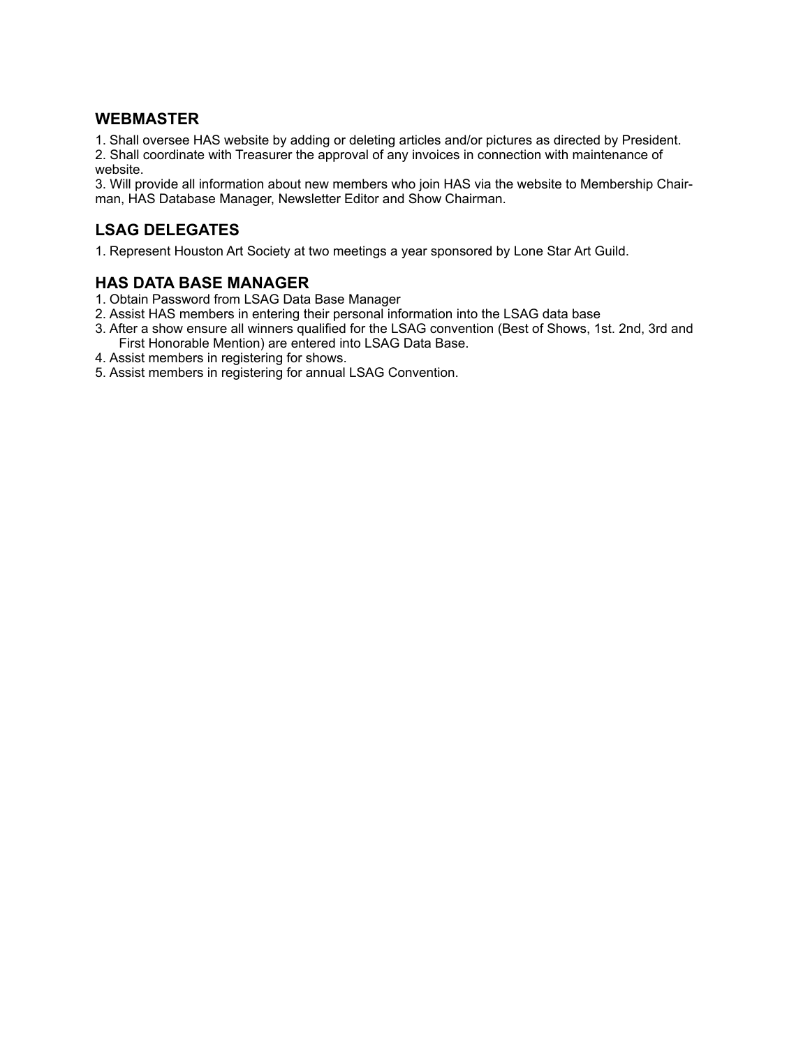## WEBMASTER

1. Shall oversee HAS website by adding or deleting articles and/or pictures as directed by President.
2. Shall coordinate with Treasurer the approval of any invoices in connection with maintenance of website.
3. Will provide all information about new members who join HAS via the website to Membership Chairman, HAS Database Manager, Newsletter Editor and Show Chairman.

## LSAG DELEGATES

1. Represent Houston Art Society at two meetings a year sponsored by Lone Star Art Guild.

## HAS DATA BASE MANAGER

1. Obtain Password from LSAG Data Base Manager
2. Assist HAS members in entering their personal information into the LSAG data base
3. After a show ensure all winners qualified for the LSAG convention (Best of Shows, 1st. 2nd, 3rd and First Honorable Mention) are entered into LSAG Data Base.
4. Assist members in registering for shows.
5. Assist members in registering for annual LSAG Convention.